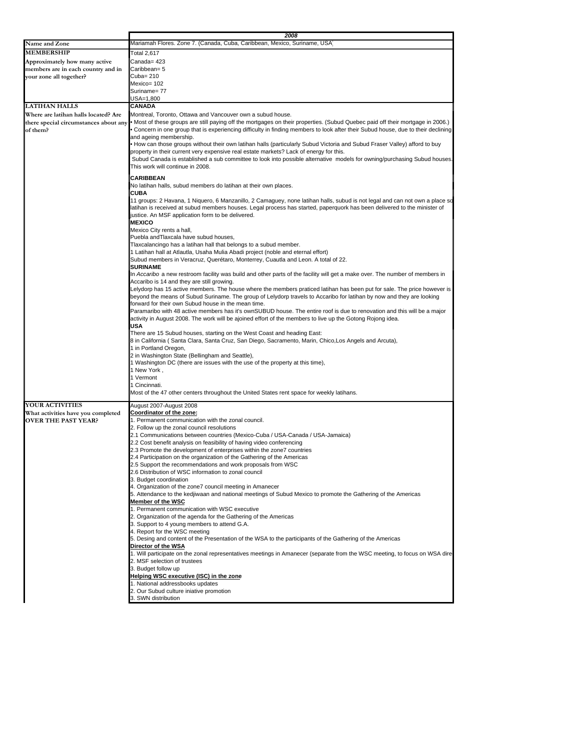| | 2008 |
|---|---|
| **Name and Zone** | Mariamah Flores. Zone 7. (Canada, Cuba, Caribbean, Mexico, Suriname, USA) |
| **MEMBERSHIP**<br>Approximately how many active members are in each country and in your zone all together? | Total 2,617<br>Canada= 423<br>Caribbean= 5<br>Cuba= 210<br>Mexico= 102<br>Suriname= 77<br>USA=1,800 |
| **LATIHAN HALLS**<br>Where are latihan halls located? Are there special circumstances about any of them? | **CANADA**<br>Montreal, Toronto, Ottawa and Vancouver own a subud house.<br>• Most of these groups are still paying off the mortgages on their properties. (Subud Quebec paid off their mortgage in 2006.)<br>• Concern in one group that is experiencing difficulty in finding members to look after their Subud house, due to their declining and ageing membership.<br>• How can those groups without their own latihan halls (particularly Subud Victoria and Subud Fraser Valley) afford to buy property in their current very expensive real estate markets? Lack of energy for this.<br>Subud Canada is established a sub committee to look into possible alternative models for owning/purchasing Subud houses. This work will continue in 2008.<br><br>**CARIBBEAN**<br>No latihan halls, subud members do latihan at their own places.<br>**CUBA**<br>11 groups: 2 Havana, 1 Niquero, 6 Manzanillo, 2 Camaguey, none latihan halls, subud is not legal and can not own a place so latihan is received at subud members houses. Legal process has started, paperquork has been delivered to the minister of justice. An MSF application form to be delivered.<br>**MEXICO**<br>Mexico City rents a hall,<br>Puebla andTlaxcala have subud houses,<br>Tlaxcalancingo has a latihan hall that belongs to a subud member.<br>1 Latihan hall at Atlautla, Usaha Mulia Abadi project (noble and eternal effort)<br>Subud members in Veracruz, Querétaro, Monterrey, Cuautla and Leon. A total of 22.<br>**SURINAME**<br>In *Accaribo* a new restroom facility was build and other parts of the facility will get a make over. The number of members in Accaribo is 14 and they are still growing.<br>Lelydorp has 15 active members. The house where the members praticed latihan has been put for sale. The price however is beyond the means of Subud Suriname. The group of Lelydorp travels to Accaribo for latihan by now and they are looking forward for their own Subud house in the mean time.<br>Paramaribo with 48 active members has it's ownSUBUD house. The entire roof is due to renovation and this will be a major activity in August 2008. The work will be ajoined effort of the members to live up the Gotong Rojong idea.<br>**USA**<br>There are 15 Subud houses, starting on the West Coast and heading East:<br>8 in California ( Santa Clara, Santa Cruz, San Diego, Sacramento, Marin, Chico,Los Angels and Arcuta),<br>1 in Portland Oregon,<br>2 in Washington State (Bellingham and Seattle),<br>1 Washington DC (there are issues with the use of the property at this time),<br>1 New York ,<br>1 Vermont<br>1 Cincinnati.<br>Most of the 47 other centers throughout the United States rent space for weekly latihans. |
| **YOUR ACTIVITIES**<br>What activities have you completed **OVER THE PAST YEAR?** | August 2007-August 2008<br>**Coordinator of the zone:**<br>1. Permanent communication with the zonal council.<br>2. Follow up the zonal council resolutions<br>2.1 Communications between countries (Mexico-Cuba / USA-Canada / USA-Jamaica)<br>2.2 Cost benefit analysis on feasibility of having video conferencing<br>2.3 Promote the development of enterprises within the zone7 countries<br>2.4 Participation on the organization of the Gathering of the Americas<br>2.5 Support the recommendations and work proposals from WSC<br>2.6 Distribution of WSC information to zonal council<br>3. Budget coordination<br>4. Organization of the zone7 council meeting in Amanecer<br>5. Attendance to the kedjiwaan and national meetings of Subud Mexico to promote the Gathering of the Americas<br>**Member of the WSC**<br>1. Permanent communication with WSC executive<br>2. Organization of the agenda for the Gathering of the Americas<br>3. Support to 4 young members to attend G.A.<br>4. Report for the WSC meeting<br>5. Desing and content of the Presentation of the WSA to the participants of the Gathering of the Americas<br>**Director of the WSA**<br>1. Will participate on the zonal representatives meetings in Amanecer (separate from the WSC meeting, to focus on WSA dire<br>2. MSF selection of trustees<br>3. Budget follow up<br>**Helping WSC executive (ISC) in the zone**<br>1. National addressbooks updates<br>2. Our Subud culture iniative promotion<br>3. SWN distribution |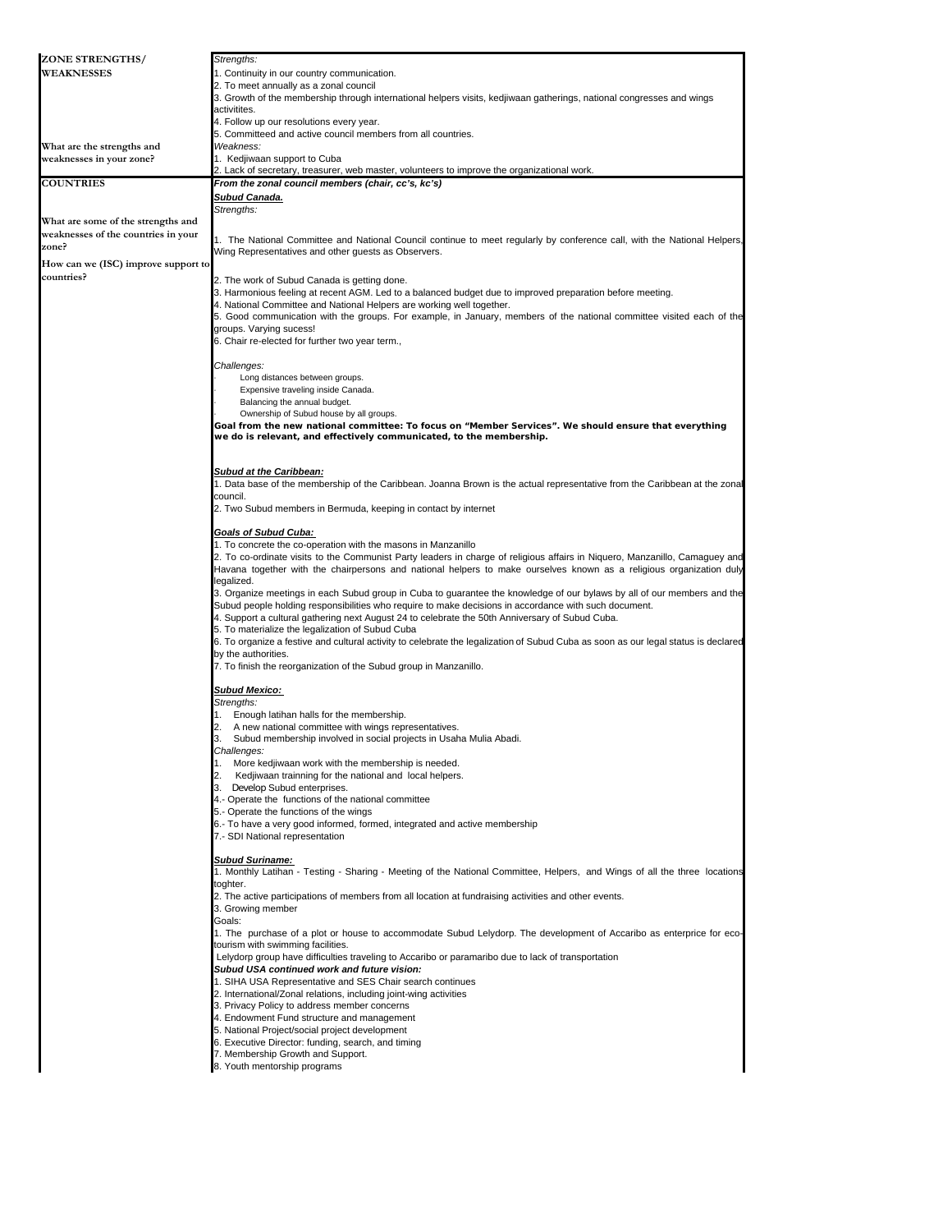| ZONE STRENGTHS/ WEAKNESSES<br><br>What are the strengths and weaknesses in your zone? | *Strengths:*<br>1. Continuity in our country communication.<br>2. To meet annually as a zonal council<br>3. Growth of the membership through international helpers visits, kedjiwaan gatherings, national congresses and wings activitites.<br>4. Follow up our resolutions every year.<br>5. Committeed and active council members from all countries.<br>*Weakness:*<br>1. Kedjiwaan support to Cuba<br>2. Lack of secretary, treasurer, web master, volunteers to improve the organizational work. |
|---|---|
| **COUNTRIES**<br><br>What are some of the strengths and weaknesses of the countries in your zone?<br><br>How can we (ISC) improve support to countries? | ***From the zonal council members (chair, cc's, kc's)***<br><br>***Subud Canada.***<br>*Strengths:*<br><br>1. The National Committee and National Council continue to meet regularly by conference call, with the National Helpers, Wing Representatives and other guests as Observers.<br><br>2. The work of Subud Canada is getting done.<br>3. Harmonious feeling at recent AGM. Led to a balanced budget due to improved preparation before meeting.<br>4. National Committee and National Helpers are working well together.<br>5. Good communication with the groups. For example, in January, members of the national committee visited each of the groups. Varying sucess!<br>6. Chair re-elected for further two year term.,<br><br>*Challenges:*<br>- Long distances between groups.<br>- Expensive traveling inside Canada.<br>- Balancing the annual budget.<br>- Ownership of Subud house by all groups.<br>**Goal from the new national committee: To focus on "Member Services". We should ensure that everything we do is relevant, and effectively communicated, to the membership.**<br><br>***Subud at the Caribbean:***<br>1. Data base of the membership of the Caribbean. Joanna Brown is the actual representative from the Caribbean at the zonal council.<br>2. Two Subud members in Bermuda, keeping in contact by internet<br><br>***Goals of Subud Cuba:***<br>1. To concrete the co-operation with the masons in Manzanillo<br>2. To co-ordinate visits to the Communist Party leaders in charge of religious affairs in Niquero, Manzanillo, Camaguey and Havana together with the chairpersons and national helpers to make ourselves known as a religious organization duly legalized.<br>3. Organize meetings in each Subud group in Cuba to guarantee the knowledge of our bylaws by all of our members and the Subud people holding responsibilities who require to make decisions in accordance with such document.<br>4. Support a cultural gathering next August 24 to celebrate the 50th Anniversary of Subud Cuba.<br>5. To materialize the legalization of Subud Cuba<br>6. To organize a festive and cultural activity to celebrate the legalization of Subud Cuba as soon as our legal status is declared by the authorities.<br>7. To finish the reorganization of the Subud group in Manzanillo.<br><br>***Subud Mexico:***<br>*Strengths:*<br>1. Enough latihan halls for the membership.<br>2. A new national committee with wings representatives.<br>3. Subud membership involved in social projects in Usaha Mulia Abadi.<br>*Challenges:*<br>1. More kedjiwaan work with the membership is needed.<br>2. Kedjiwaan trainning for the national and local helpers.<br>3. Develop Subud enterprises.<br>4.- Operate the functions of the national committee<br>5.- Operate the functions of the wings<br>6.- To have a very good informed, formed, integrated and active membership<br>7.- SDI National representation<br><br>***Subud Suriname:***<br>1. Monthly Latihan - Testing - Sharing - Meeting of the National Committee, Helpers, and Wings of all the three locations toghter.<br>2. The active participations of members from all location at fundraising activities and other events.<br>3. Growing member<br>Goals:<br>1. The purchase of a plot or house to accommodate Subud Lelydorp. The development of Accaribo as enterprice for eco-tourism with swimming facilities.<br>Lelydorp group have difficulties traveling to Accaribo or paramaribo due to lack of transportation<br>***Subud USA continued work and future vision:***<br>1. SIHA USA Representative and SES Chair search continues<br>2. International/Zonal relations, including joint-wing activities<br>3. Privacy Policy to address member concerns<br>4. Endowment Fund structure and management<br>5. National Project/social project development<br>6. Executive Director: funding, search, and timing<br>7. Membership Growth and Support.<br>8. Youth mentorship programs |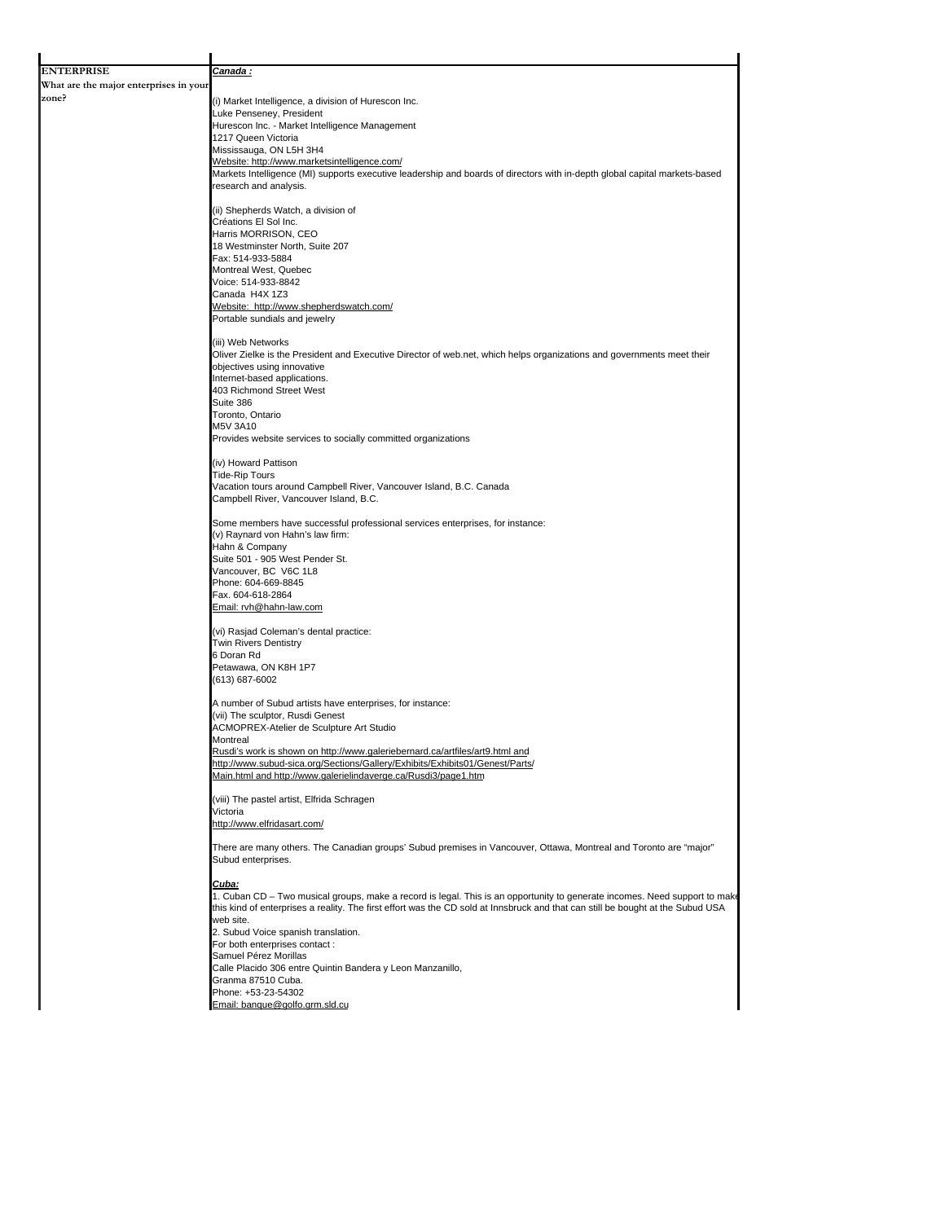| ENTERPRISE | *Canada :* |
|---|---|
| What are the major enterprises in your zone? | (i) Market Intelligence, a division of Hurescon Inc.<br>Luke Penseney, President<br>Hurescon Inc. - Market Intelligence Management<br>1217 Queen Victoria<br>Mississauga, ON L5H 3H4<br>Website: http://www.marketsintelligence.com/<br>Markets Intelligence (MI) supports executive leadership and boards of directors with in-depth global capital markets-based research and analysis.<br><br>(ii) Shepherds Watch, a division of<br>Créations El Sol Inc.<br>Harris MORRISON, CEO<br>18 Westminster North, Suite 207<br>Fax: 514-933-5884<br>Montreal West, Quebec<br>Voice: 514-933-8842<br>Canada H4X 1Z3<br>Website: http://www.shepherdswatch.com/<br>Portable sundials and jewelry<br><br>(iii) Web Networks<br>Oliver Zielke is the President and Executive Director of web.net, which helps organizations and governments meet their objectives using innovative<br>Internet-based applications.<br>403 Richmond Street West<br>Suite 386<br>Toronto, Ontario<br>M5V 3A10<br>Provides website services to socially committed organizations<br><br>(iv) Howard Pattison<br>Tide-Rip Tours<br>Vacation tours around Campbell River, Vancouver Island, B.C. Canada<br>Campbell River, Vancouver Island, B.C.<br><br>Some members have successful professional services enterprises, for instance:<br>(v) Raynard von Hahn's law firm:<br>Hahn & Company<br>Suite 501 - 905 West Pender St.<br>Vancouver, BC V6C 1L8<br>Phone: 604-669-8845<br>Fax. 604-618-2864<br>Email: rvh@hahn-law.com<br><br>(vi) Rasjad Coleman's dental practice:<br>Twin Rivers Dentistry<br>6 Doran Rd<br>Petawawa, ON K8H 1P7<br>(613) 687-6002<br><br>A number of Subud artists have enterprises, for instance:<br>(vii) The sculptor, Rusdi Genest<br>ACMOPREX-Atelier de Sculpture Art Studio<br>Montreal<br>Rusdi's work is shown on http://www.galeriebernard.ca/artfiles/art9.html and http://www.subud-sica.org/Sections/Gallery/Exhibits/Exhibits01/Genest/Parts/Main.html and http://www.galerielindaverge.ca/Rusdi3/page1.htm<br><br>(viii) The pastel artist, Elfrida Schragen<br>Victoria<br>http://www.elfridasart.com/<br><br>There are many others. The Canadian groups' Subud premises in Vancouver, Ottawa, Montreal and Toronto are "major" Subud enterprises.<br><br>*Cuba:*<br>1. Cuban CD – Two musical groups, make a record is legal. This is an opportunity to generate incomes. Need support to make this kind of enterprises a reality. The first effort was the CD sold at Innsbruck and that can still be bought at the Subud USA web site.<br>2. Subud Voice spanish translation.<br>For both enterprises contact :<br>Samuel Pérez Morillas<br>Calle Placido 306 entre Quintin Bandera y Leon Manzanillo,<br>Granma 87510 Cuba.<br>Phone: +53-23-54302<br>Email: banque@golfo.grm.sld.cu |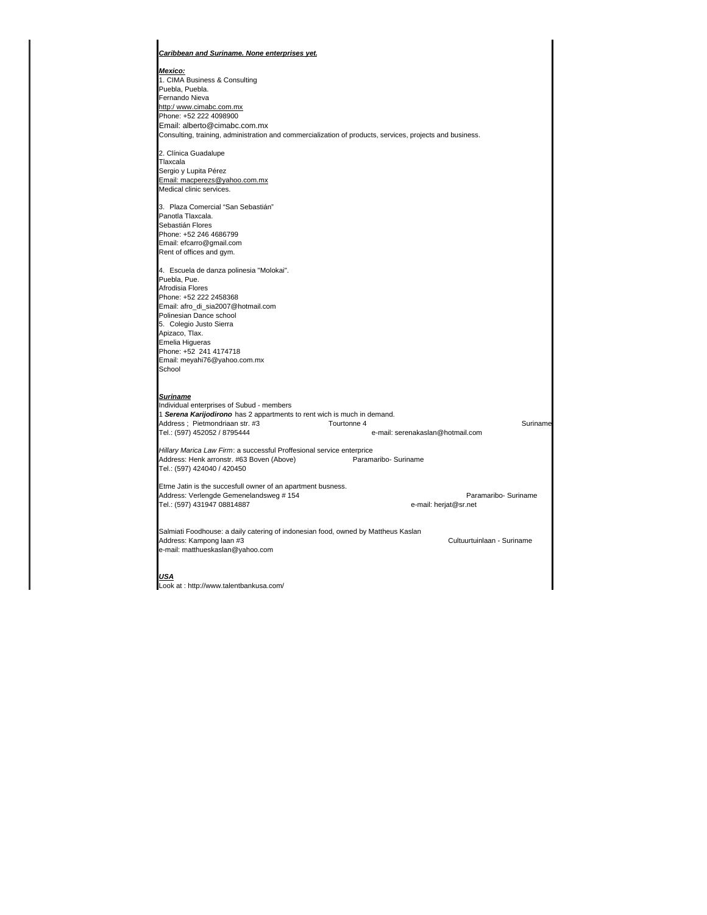***Caribbean and Suriname. None enterprises yet.***

***Mexico:***

1. CIMA Business & Consulting
Puebla, Puebla.
Fernando Nieva
http:/ www.cimabc.com.mx
Phone: +52 222 4098900
Email: alberto@cimabc.com.mx
Consulting, training, administration and commercialization of products, services, projects and business.

2. Clínica Guadalupe
Tlaxcala
Sergio y Lupita Pérez
Email: macperezs@yahoo.com.mx
Medical clinic services.

3. Plaza Comercial "San Sebastián"
Panotla Tlaxcala.
Sebastián Flores
Phone: +52 246 4686799
Email: efcarro@gmail.com
Rent of offices and gym.

4. Escuela de danza polinesia "Molokai".
Puebla, Pue.
Afrodisia Flores
Phone: +52 222 2458368
Email: afro_di_sia2007@hotmail.com
Polinesian Dance school

5. Colegio Justo Sierra
Apizaco, Tlax.
Emelia Higueras
Phone: +52 241 4174718
Email: meyahi76@yahoo.com.mx
School

***Suriname***

Individual enterprises of Subud - members

1 ***Serena Karijodirono*** has 2 appartments to rent wich is much in demand.
Address ; Pietmondriaan str. #3 Tourtonne 4 Suriname
Tel.: (597) 452052 / 8795444 e-mail: serenakaslan@hotmail.com

*Hillary Marica Law Firm*: a successful Proffesional service enterprice
Address: Henk arronstr. #63 Boven (Above) Paramaribo- Suriname
Tel.: (597) 424040 / 420450

Etme Jatin is the succesfull owner of an apartment busness.
Address: Verlengde Gemenelandsweg # 154 Paramaribo- Suriname
Tel.: (597) 431947 08814887 e-mail: herjat@sr.net

Salmiati Foodhouse: a daily catering of indonesian food, owned by Mattheus Kaslan
Address: Kampong laan #3 Cultuurtuinlaan - Suriname
e-mail: matthueskaslan@yahoo.com

***USA***

Look at : http://www.talentbankusa.com/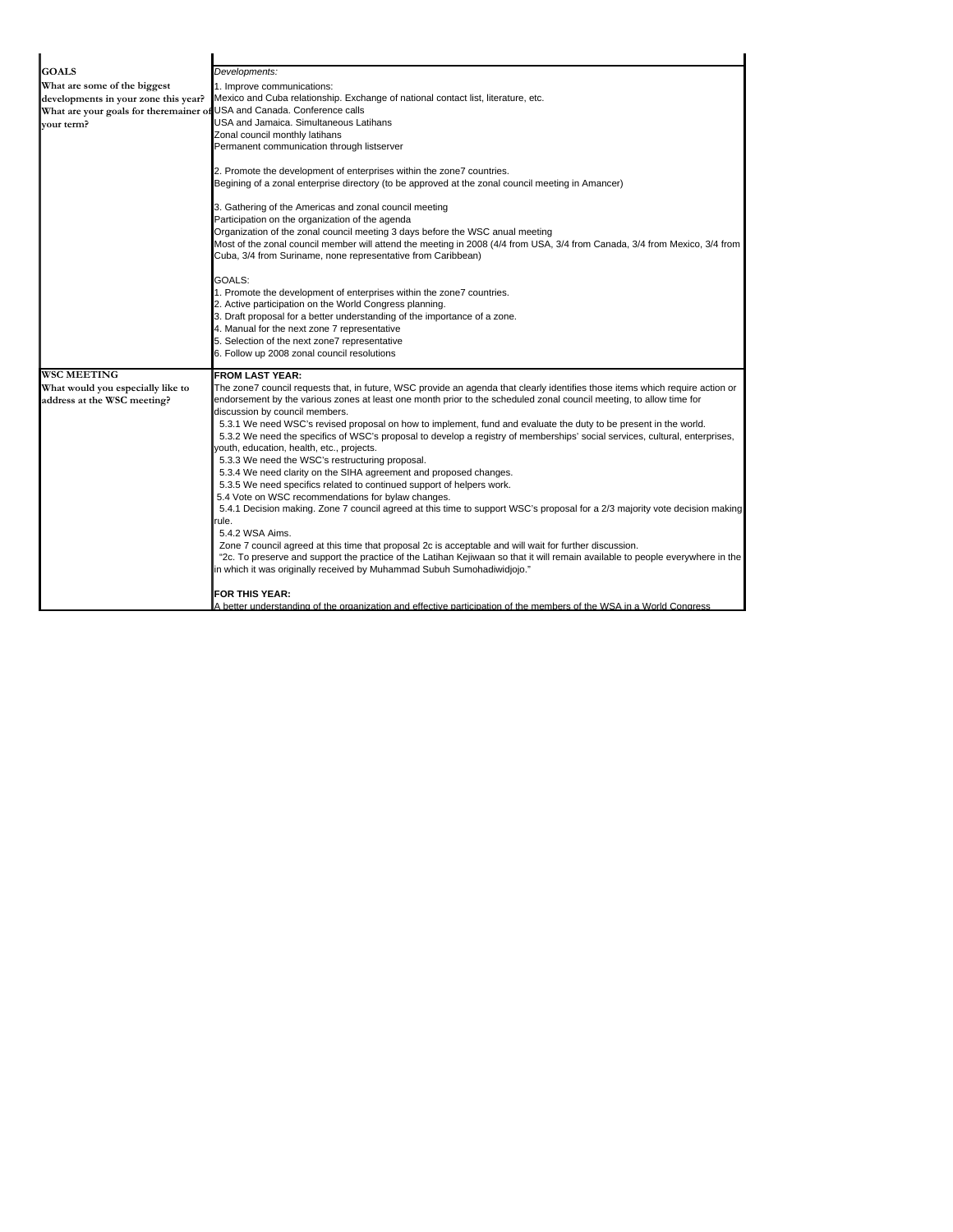| | |
|---|---|
| **GOALS**<br>What are some of the biggest developments in your zone this year?<br>What are your goals for theremainer of your term? | *Developments:*<br>1. Improve communications:<br>Mexico and Cuba relationship. Exchange of national contact list, literature, etc.<br>USA and Canada. Conference calls<br>USA and Jamaica. Simultaneous Latihans<br>Zonal council monthly latihans<br>Permanent communication through listserver<br><br>2. Promote the development of enterprises within the zone7 countries.<br>Begining of a zonal enterprise directory (to be approved at the zonal council meeting in Amancer)<br><br>3. Gathering of the Americas and zonal council meeting<br>Participation on the organization of the agenda<br>Organization of the zonal council meeting 3 days before the WSC anual meeting<br>Most of the zonal council member will attend the meeting in 2008 (4/4 from USA, 3/4 from Canada, 3/4 from Mexico, 3/4 from Cuba, 3/4 from Suriname, none representative from Caribbean)<br><br>GOALS:<br>1. Promote the development of enterprises within the zone7 countries.<br>2. Active participation on the World Congress planning.<br>3. Draft proposal for a better understanding of the importance of a zone.<br>4. Manual for the next zone 7 representative<br>5. Selection of the next zone7 representative<br>6. Follow up 2008 zonal council resolutions |
| **WSC MEETING**<br>What would you especially like to address at the WSC meeting? | **FROM LAST YEAR:**<br>The zone7 council requests that, in future, WSC provide an agenda that clearly identifies those items which require action or endorsement by the various zones at least one month prior to the scheduled zonal council meeting, to allow time for discussion by council members.<br>5.3.1 We need WSC's revised proposal on how to implement, fund and evaluate the duty to be present in the world.<br>5.3.2 We need the specifics of WSC's proposal to develop a registry of memberships' social services, cultural, enterprises, youth, education, health, etc., projects.<br>5.3.3 We need the WSC's restructuring proposal.<br>5.3.4 We need clarity on the SIHA agreement and proposed changes.<br>5.3.5 We need specifics related to continued support of helpers work.<br>5.4 Vote on WSC recommendations for bylaw changes.<br>5.4.1 Decision making. Zone 7 council agreed at this time to support WSC's proposal for a 2/3 majority vote decision making rule.<br>5.4.2 WSA Aims.<br>Zone 7 council agreed at this time that proposal 2c is acceptable and will wait for further discussion.<br>"2c. To preserve and support the practice of the Latihan Kejiwaan so that it will remain available to people everywhere in the in which it was originally received by Muhammad Subuh Sumohadiwidjojo."<br><br>**FOR THIS YEAR:**<br>A better understanding of the organization and effective participation of the members of the WSA in a World Congress |